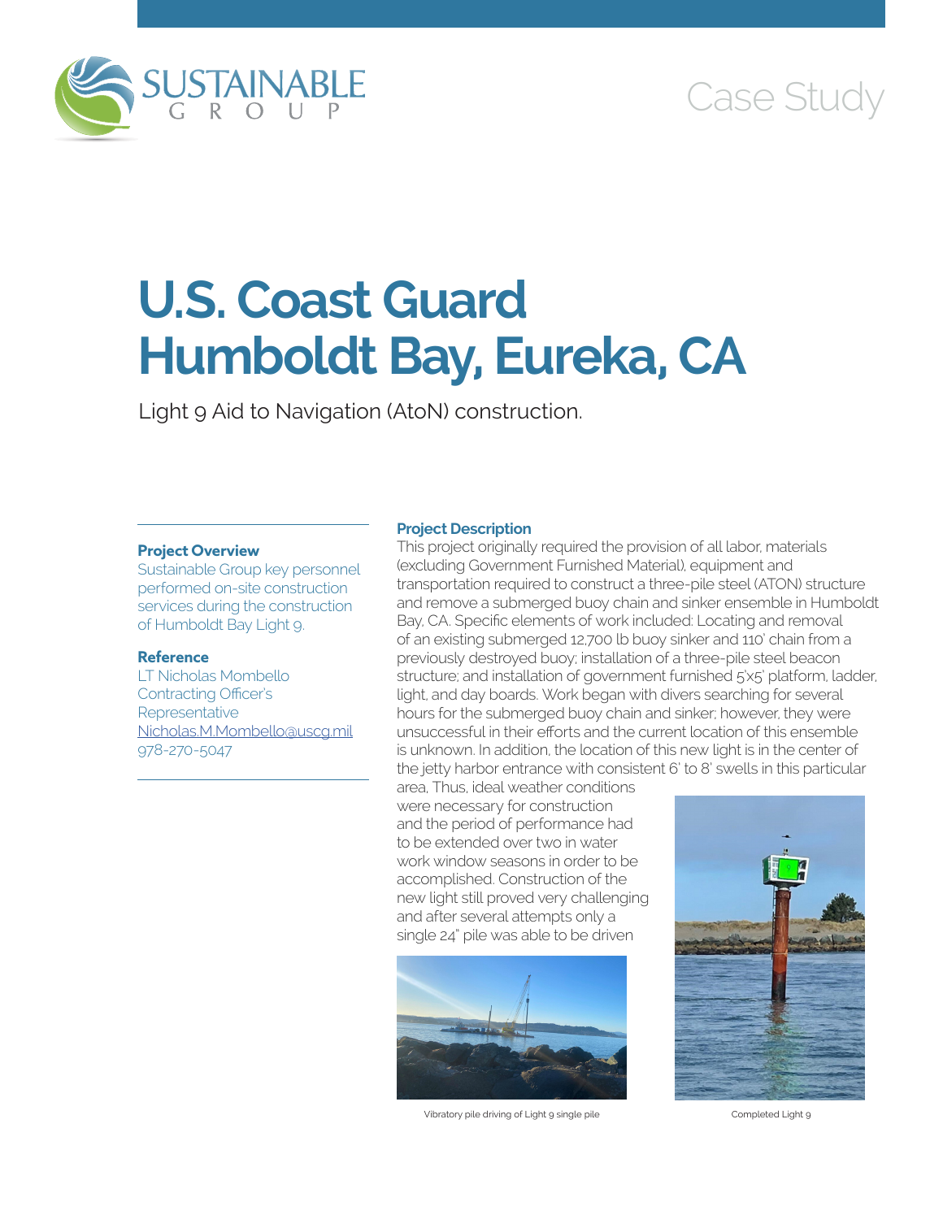Case Study

# U.S. Coast Guard Humboldt Bay, Eureka, CA

Light 9 Aid to Navigation (AtoN) construction.

**Project Overview**

Sustainable Group key personnel performed on-site construction services during the construction of Humboldt Bay Light 9.

**Reference**

LT Nicholas Mombello
Contracting Officer's Representative
Nicholas.M.Mombello@uscg.mil
978-270-5047

**Project Description**

This project originally required the provision of all labor, materials (excluding Government Furnished Material), equipment and transportation required to construct a three-pile steel (ATON) structure and remove a submerged buoy chain and sinker ensemble in Humboldt Bay, CA. Specific elements of work included: Locating and removal of an existing submerged 12,700 lb buoy sinker and 110' chain from a previously destroyed buoy; installation of a three-pile steel beacon structure; and installation of government furnished 5'x5' platform, ladder, light, and day boards. Work began with divers searching for several hours for the submerged buoy chain and sinker; however, they were unsuccessful in their efforts and the current location of this ensemble is unknown. In addition, the location of this new light is in the center of the jetty harbor entrance with consistent 6' to 8' swells in this particular area. Thus, ideal weather conditions were necessary for construction and the period of performance had to be extended over two in water work window seasons in order to be accomplished. Construction of the new light still proved very challenging and after several attempts only a single 24" pile was able to be driven

Vibratory pile driving of Light 9 single pile

Completed Light 9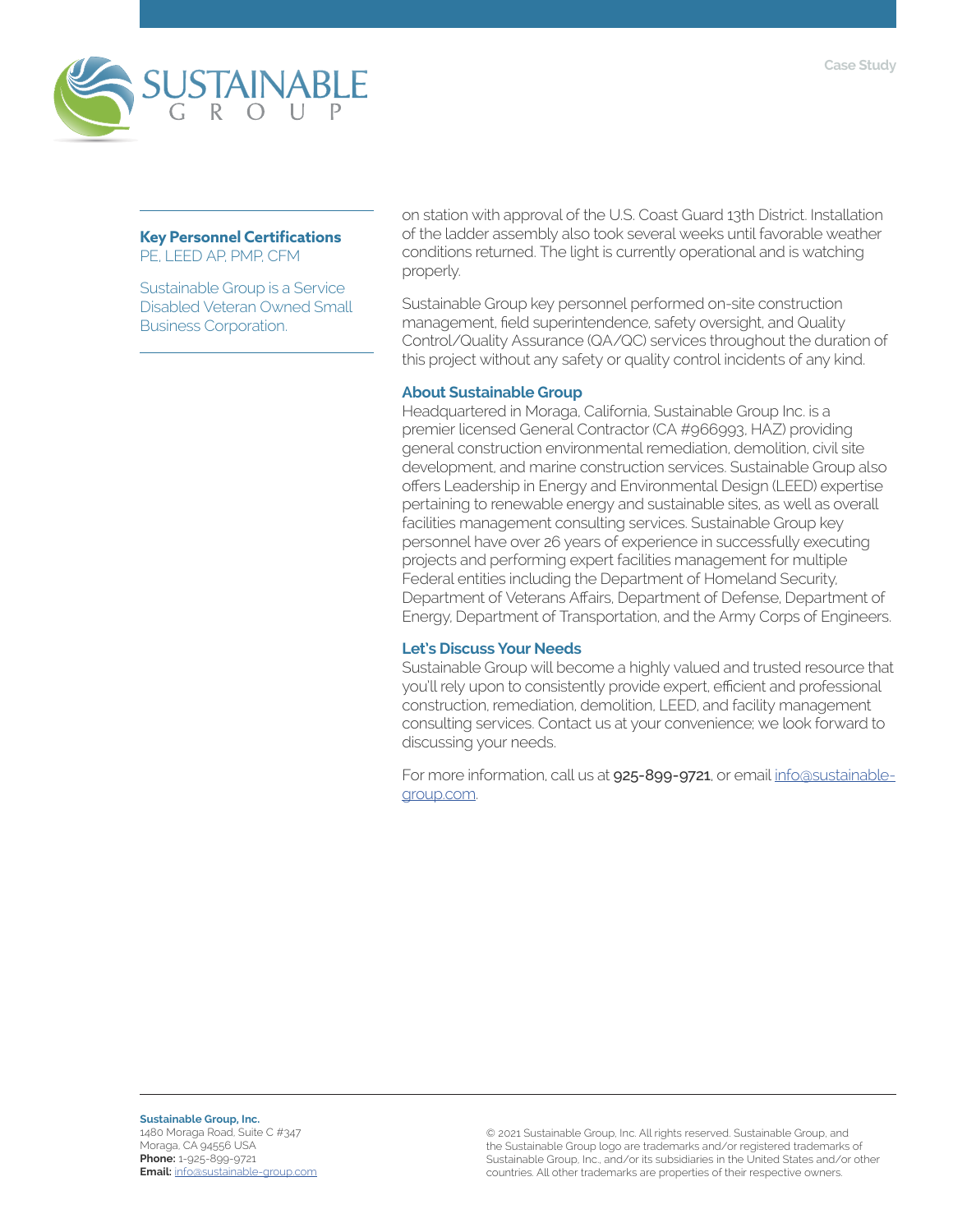### Key Personnel Certifications

PE, LEED AP, PMP, CFM

Sustainable Group is a Service Disabled Veteran Owned Small Business Corporation.

on station with approval of the U.S. Coast Guard 13th District. Installation of the ladder assembly also took several weeks until favorable weather conditions returned. The light is currently operational and is watching properly.

Sustainable Group key personnel performed on-site construction management, field superintendence, safety oversight, and Quality Control/Quality Assurance (QA/QC) services throughout the duration of this project without any safety or quality control incidents of any kind.

### About Sustainable Group

Headquartered in Moraga, California, Sustainable Group Inc. is a premier licensed General Contractor (CA #966993, HAZ) providing general construction environmental remediation, demolition, civil site development, and marine construction services. Sustainable Group also offers Leadership in Energy and Environmental Design (LEED) expertise pertaining to renewable energy and sustainable sites, as well as overall facilities management consulting services. Sustainable Group key personnel have over 26 years of experience in successfully executing projects and performing expert facilities management for multiple Federal entities including the Department of Homeland Security, Department of Veterans Affairs, Department of Defense, Department of Energy, Department of Transportation, and the Army Corps of Engineers.

### Let's Discuss Your Needs

Sustainable Group will become a highly valued and trusted resource that you'll rely upon to consistently provide expert, efficient and professional construction, remediation, demolition, LEED, and facility management consulting services. Contact us at your convenience; we look forward to discussing your needs.

For more information, call us at 925-899-9721, or email info@sustainable-group.com.

**Sustainable Group, Inc.**
1480 Moraga Road, Suite C #347
Moraga, CA 94556 USA
**Phone:** 1-925-899-9721
**Email:** info@sustainable-group.com

© 2021 Sustainable Group, Inc. All rights reserved. Sustainable Group, and the Sustainable Group logo are trademarks and/or registered trademarks of Sustainable Group, Inc., and/or its subsidiaries in the United States and/or other countries. All other trademarks are properties of their respective owners.